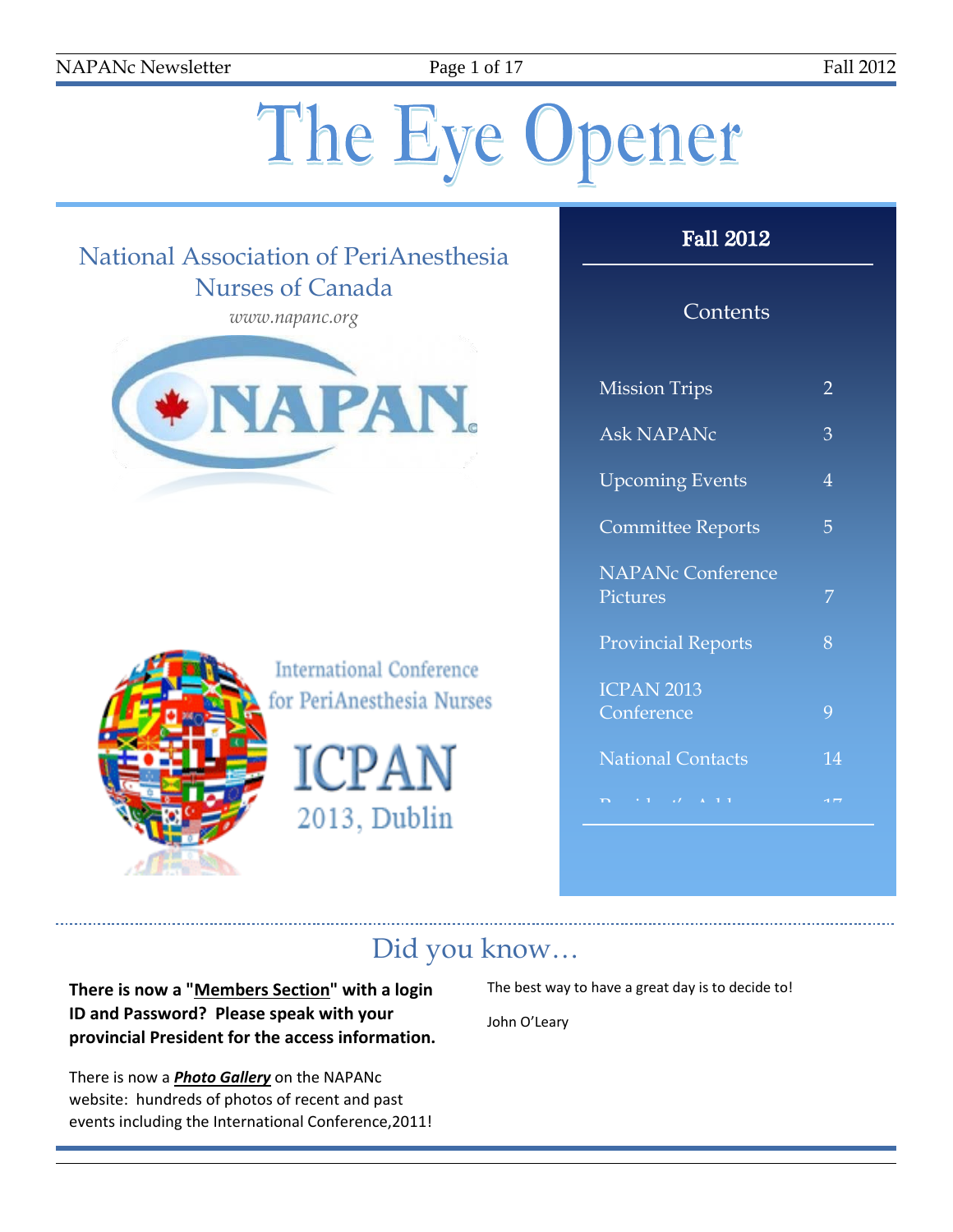# The Eye Opener

## National Association of PeriAnesthesia Nurses of Canada

*www.napanc.org*

NAPAN

International Conference for PeriAnesthesia Nurses

ICPAN 2013, Dublin

### Fall 2012

### Contents

| | |
|---|---|
| Mission Trips | 2 |
| Ask NAPANc | 3 |
| Upcoming Events | 4 |
| Committee Reports | 5 |
| NAPANc Conference Pictures | 7 |
| Provincial Reports | 8 |
| ICPAN 2013 Conference | 9 |
| National Contacts | 14 |
| President's Address | 17 |

## Did you know…

**There is now a "Members Section" with a login ID and Password? Please speak with your provincial President for the access information.**

There is now a ***Photo Gallery*** on the NAPANc website: hundreds of photos of recent and past events including the International Conference,2011!

The best way to have a great day is to decide to!

John O'Leary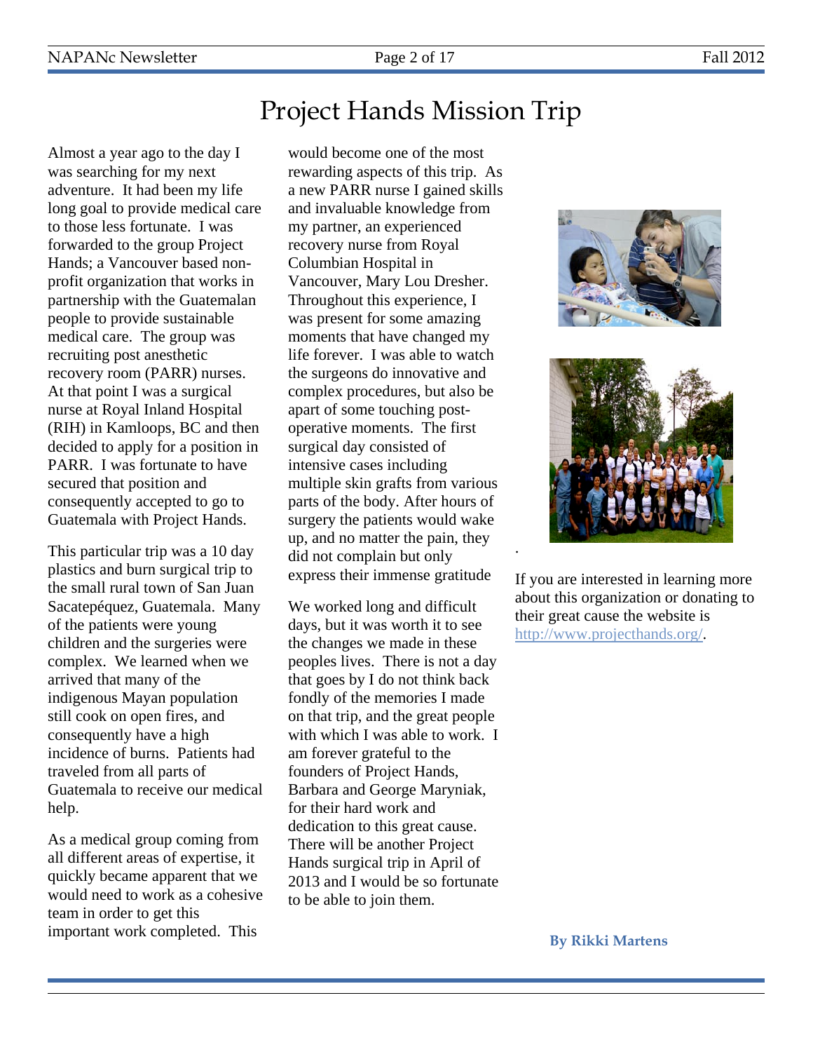# Project Hands Mission Trip

Almost a year ago to the day I was searching for my next adventure. It had been my life long goal to provide medical care to those less fortunate. I was forwarded to the group Project Hands; a Vancouver based non-profit organization that works in partnership with the Guatemalan people to provide sustainable medical care. The group was recruiting post anesthetic recovery room (PARR) nurses. At that point I was a surgical nurse at Royal Inland Hospital (RIH) in Kamloops, BC and then decided to apply for a position in PARR. I was fortunate to have secured that position and consequently accepted to go to Guatemala with Project Hands.

This particular trip was a 10 day plastics and burn surgical trip to the small rural town of San Juan Sacatepéquez, Guatemala. Many of the patients were young children and the surgeries were complex. We learned when we arrived that many of the indigenous Mayan population still cook on open fires, and consequently have a high incidence of burns. Patients had traveled from all parts of Guatemala to receive our medical help.

As a medical group coming from all different areas of expertise, it quickly became apparent that we would need to work as a cohesive team in order to get this important work completed. This would become one of the most rewarding aspects of this trip. As a new PARR nurse I gained skills and invaluable knowledge from my partner, an experienced recovery nurse from Royal Columbian Hospital in Vancouver, Mary Lou Dresher. Throughout this experience, I was present for some amazing moments that have changed my life forever. I was able to watch the surgeons do innovative and complex procedures, but also be apart of some touching post-operative moments. The first surgical day consisted of intensive cases including multiple skin grafts from various parts of the body. After hours of surgery the patients would wake up, and no matter the pain, they did not complain but only express their immense gratitude

We worked long and difficult days, but it was worth it to see the changes we made in these peoples lives. There is not a day that goes by I do not think back fondly of the memories I made on that trip, and the great people with which I was able to work. I am forever grateful to the founders of Project Hands, Barbara and George Maryniak, for their hard work and dedication to this great cause. There will be another Project Hands surgical trip in April of 2013 and I would be so fortunate to be able to join them.

If you are interested in learning more about this organization or donating to their great cause the website is http://www.projecthands.org/.

**By Rikki Martens**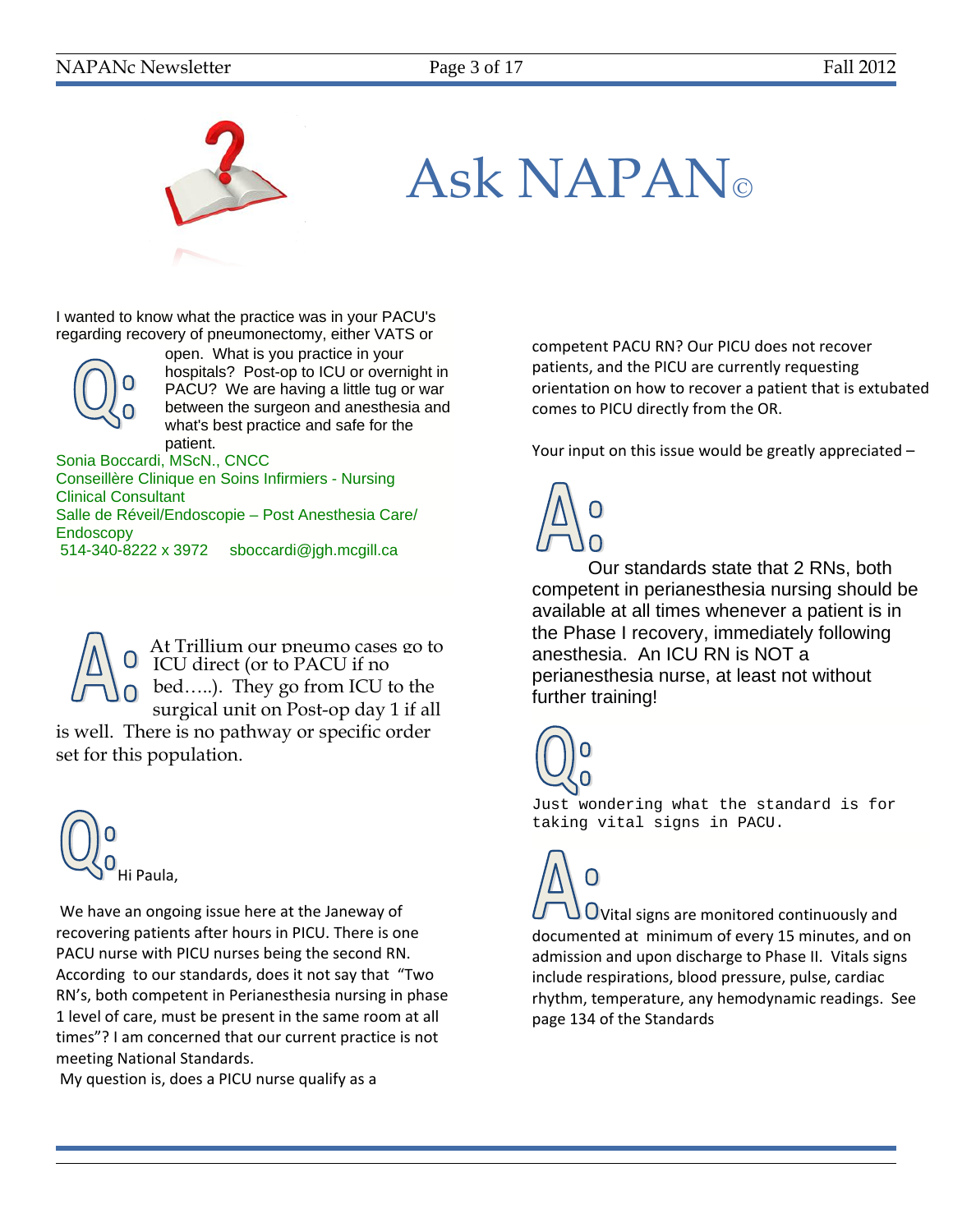# Ask NAPAN©

**Q:** I wanted to know what the practice was in your PACU's regarding recovery of pneumonectomy, either VATS or open. What is you practice in your hospitals? Post-op to ICU or overnight in PACU? We are having a little tug or war between the surgeon and anesthesia and what's best practice and safe for the patient.

Sonia Boccardi, MScN., CNCC
Conseillère Clinique en Soins Infirmiers - Nursing Clinical Consultant
Salle de Réveil/Endoscopie – Post Anesthesia Care/ Endoscopy
514-340-8222 x 3972 sboccardi@jgh.mcgill.ca

**A:** At Trillium our pneumo cases go to ICU direct (or to PACU if no bed…..). They go from ICU to the surgical unit on Post-op day 1 if all is well. There is no pathway or specific order set for this population.

**Q:** Hi Paula,

We have an ongoing issue here at the Janeway of recovering patients after hours in PICU. There is one PACU nurse with PICU nurses being the second RN. According to our standards, does it not say that "Two RN's, both competent in Perianesthesia nursing in phase 1 level of care, must be present in the same room at all times"? I am concerned that our current practice is not meeting National Standards.

My question is, does a PICU nurse qualify as a competent PACU RN? Our PICU does not recover patients, and the PICU are currently requesting orientation on how to recover a patient that is extubated comes to PICU directly from the OR.

Your input on this issue would be greatly appreciated –

**A:** Our standards state that 2 RNs, both competent in perianesthesia nursing should be available at all times whenever a patient is in the Phase I recovery, immediately following anesthesia. An ICU RN is NOT a perianesthesia nurse, at least not without further training!

**Q:** Just wondering what the standard is for taking vital signs in PACU.

**A:** Vital signs are monitored continuously and documented at minimum of every 15 minutes, and on admission and upon discharge to Phase II. Vitals signs include respirations, blood pressure, pulse, cardiac rhythm, temperature, any hemodynamic readings. See page 134 of the Standards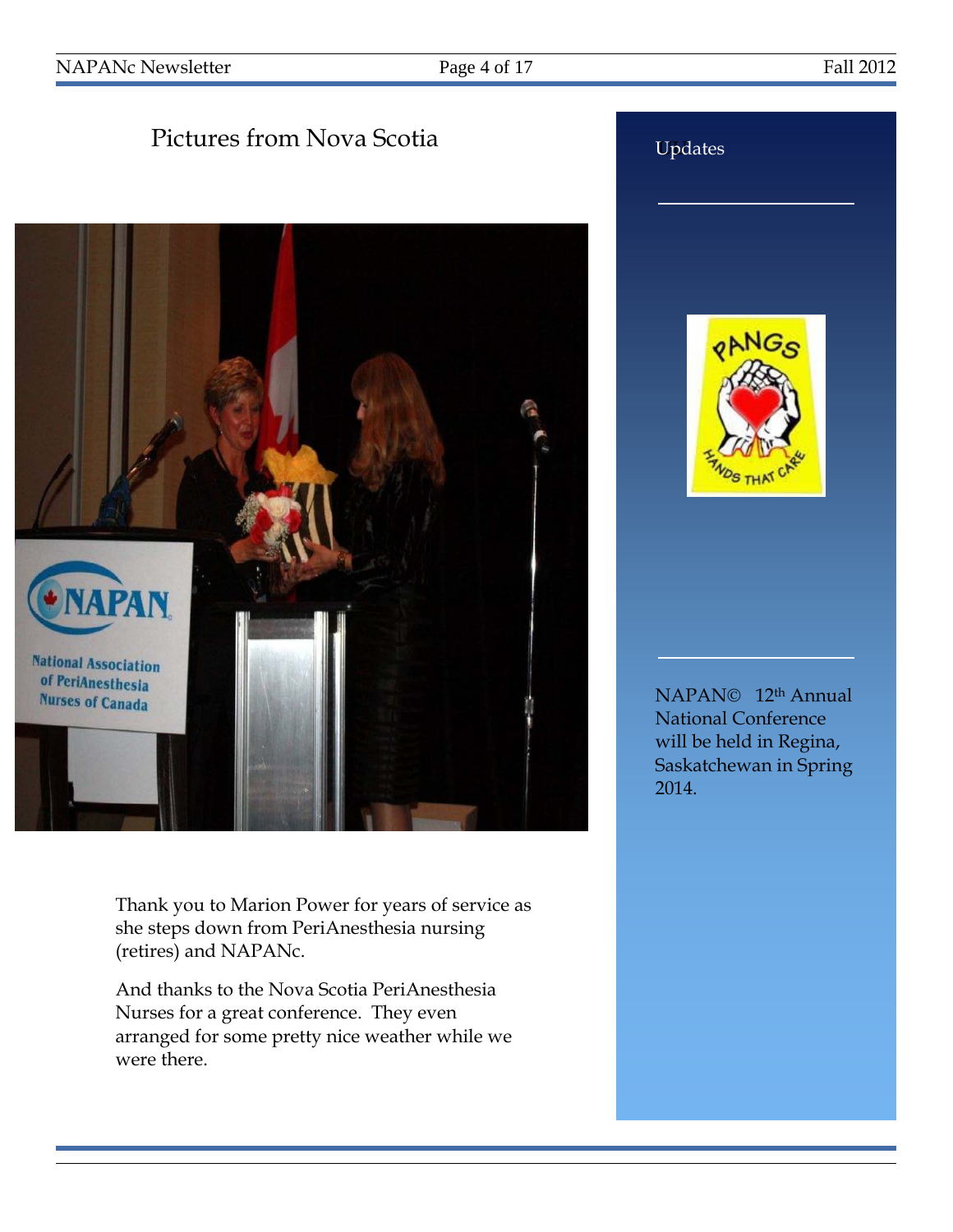# Pictures from Nova Scotia

Thank you to Marion Power for years of service as she steps down from PeriAnesthesia nursing (retires) and NAPANc.

And thanks to the Nova Scotia PeriAnesthesia Nurses for a great conference. They even arranged for some pretty nice weather while we were there.

## Updates

NAPAN© 12th Annual National Conference will be held in Regina, Saskatchewan in Spring 2014.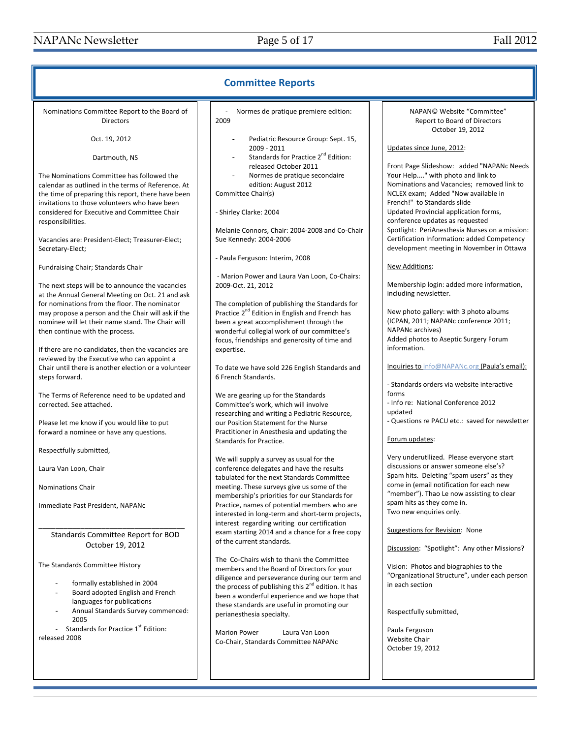# Committee Reports

Nominations Committee Report to the Board of Directors

Oct. 19, 2012

Dartmouth, NS

The Nominations Committee has followed the calendar as outlined in the terms of Reference. At the time of preparing this report, there have been invitations to those volunteers who have been considered for Executive and Committee Chair responsibilities.

Vacancies are: President-Elect; Treasurer-Elect; Secretary-Elect;

Fundraising Chair; Standards Chair

The next steps will be to announce the vacancies at the Annual General Meeting on Oct. 21 and ask for nominations from the floor. The nominator may propose a person and the Chair will ask if the nominee will let their name stand. The Chair will then continue with the process.

If there are no candidates, then the vacancies are reviewed by the Executive who can appoint a Chair until there is another election or a volunteer steps forward.

The Terms of Reference need to be updated and corrected. See attached.

Please let me know if you would like to put forward a nominee or have any questions.

Respectfully submitted,

Laura Van Loon, Chair

Nominations Chair

Immediate Past President, NAPANc

---

## Standards Committee Report for BOD October 19, 2012

The Standards Committee History

- formally established in 2004
- Board adopted English and French languages for publications
- Annual Standards Survey commenced: 2005
- Standards for Practice 1st Edition: released 2008
- Normes de pratique premiere edition: 2009
- Pediatric Resource Group: Sept. 15, 2009 - 2011
- Standards for Practice 2nd Edition: released October 2011
- Normes de pratique secondaire edition: August 2012

Committee Chair(s)

- Shirley Clarke: 2004

Melanie Connors, Chair: 2004-2008 and Co-Chair Sue Kennedy: 2004-2006

- Paula Ferguson: Interim, 2008

- Marion Power and Laura Van Loon, Co-Chairs: 2009-Oct. 21, 2012

The completion of publishing the Standards for Practice 2nd Edition in English and French has been a great accomplishment through the wonderful collegial work of our committee's focus, friendships and generosity of time and expertise.

To date we have sold 226 English Standards and 6 French Standards.

We are gearing up for the Standards Committee's work, which will involve researching and writing a Pediatric Resource, our Position Statement for the Nurse Practitioner in Anesthesia and updating the Standards for Practice.

We will supply a survey as usual for the conference delegates and have the results tabulated for the next Standards Committee meeting. These surveys give us some of the membership's priorities for our Standards for Practice, names of potential members who are interested in long-term and short-term projects, interest regarding writing our certification exam starting 2014 and a chance for a free copy of the current standards.

The Co-Chairs wish to thank the Committee members and the Board of Directors for your diligence and perseverance during our term and the process of publishing this 2nd edition. It has been a wonderful experience and we hope that these standards are useful in promoting our perianesthesia specialty.

Marion Power Laura Van Loon
Co-Chair, Standards Committee NAPANc

---

NAPAN© Website "Committee"
Report to Board of Directors
October 19, 2012

Updates since June, 2012:

Front Page Slideshow: added "NAPANc Needs Your Help...." with photo and link to Nominations and Vacancies; removed link to NCLEX exam; Added "Now available in French!" to Standards slide
Updated Provincial application forms, conference updates as requested
Spotlight: PeriAnesthesia Nurses on a mission: Certification Information: added Competency development meeting in November in Ottawa

New Additions:

Membership login: added more information, including newsletter.

New photo gallery: with 3 photo albums (ICPAN, 2011; NAPANc conference 2011; NAPANc archives)
Added photos to Aseptic Surgery Forum information.

Inquiries to info@NAPANc.org (Paula's email):

- Standards orders via website interactive forms
- Info re: National Conference 2012 updated
- Questions re PACU etc.: saved for newsletter

Forum updates:

Very underutilized. Please everyone start discussions or answer someone else's?
Spam hits. Deleting "spam users" as they come in (email notification for each new "member"). Thao Le now assisting to clear spam hits as they come in.
Two new enquiries only.

Suggestions for Revision: None

Discussion: "Spotlight": Any other Missions?

Vision: Photos and biographies to the "Organizational Structure", under each person in each section

Respectfully submitted,

Paula Ferguson
Website Chair
October 19, 2012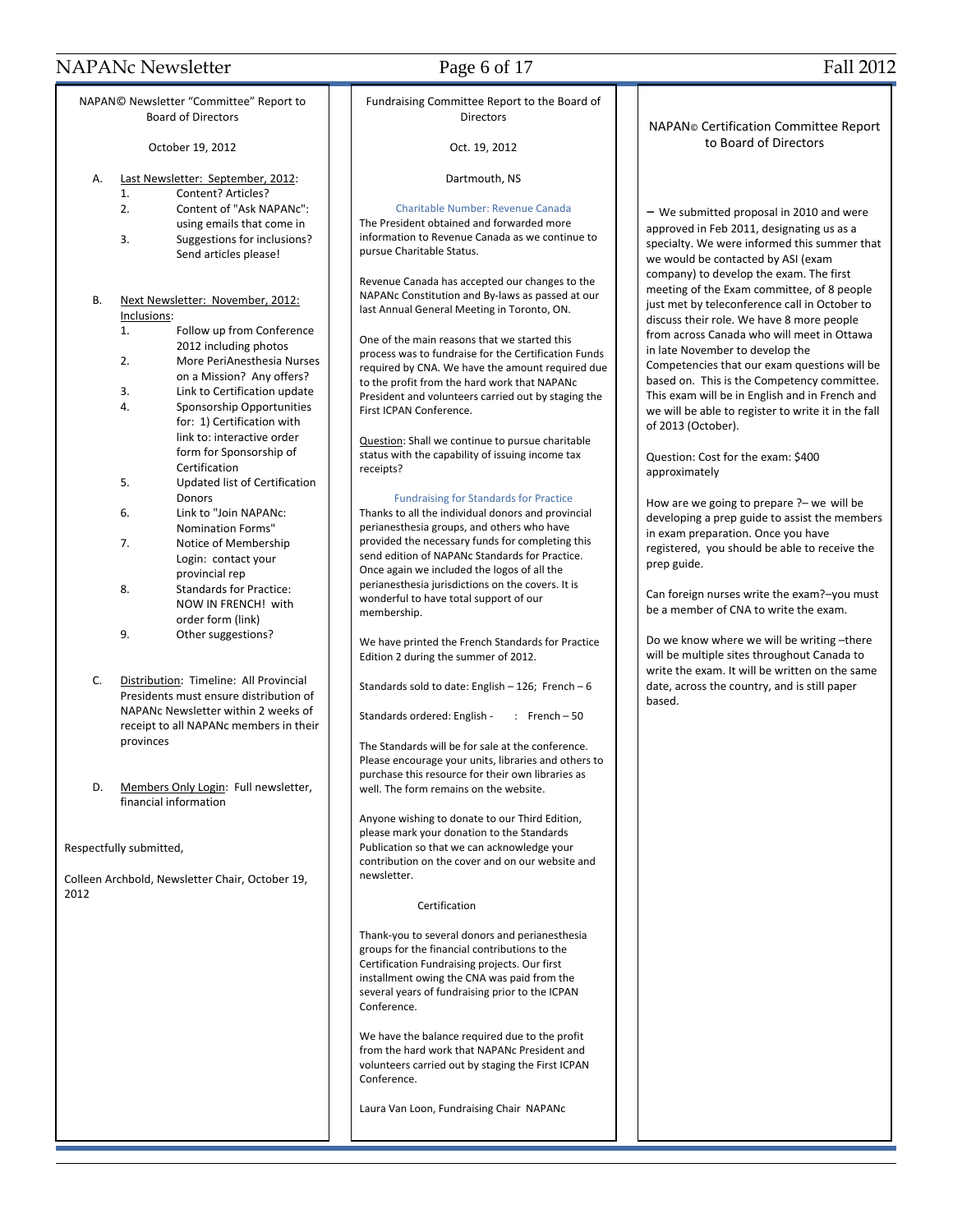## NAPAN© Newsletter "Committee" Report to Board of Directors

October 19, 2012

A. Last Newsletter: September, 2012:
   1. Content? Articles?
   2. Content of "Ask NAPANc": using emails that come in
   3. Suggestions for inclusions? Send articles please!

B. Next Newsletter: November, 2012: Inclusions:
   1. Follow up from Conference 2012 including photos
   2. More PeriAnesthesia Nurses on a Mission? Any offers?
   3. Link to Certification update
   4. Sponsorship Opportunities for: 1) Certification with link to: interactive order form for Sponsorship of Certification
   5. Updated list of Certification Donors
   6. Link to "Join NAPANc: Nomination Forms"
   7. Notice of Membership Login: contact your provincial rep
   8. Standards for Practice: NOW IN FRENCH! with order form (link)
   9. Other suggestions?

C. Distribution: Timeline: All Provincial Presidents must ensure distribution of NAPANc Newsletter within 2 weeks of receipt to all NAPANc members in their provinces

D. Members Only Login: Full newsletter, financial information

Respectfully submitted,

Colleen Archbold, Newsletter Chair, October 19, 2012

## Fundraising Committee Report to the Board of Directors

Oct. 19, 2012

Dartmouth, NS

### Charitable Number: Revenue Canada

The President obtained and forwarded more information to Revenue Canada as we continue to pursue Charitable Status.

Revenue Canada has accepted our changes to the NAPANc Constitution and By-laws as passed at our last Annual General Meeting in Toronto, ON.

One of the main reasons that we started this process was to fundraise for the Certification Funds required by CNA. We have the amount required due to the profit from the hard work that NAPANc President and volunteers carried out by staging the First ICPAN Conference.

Question: Shall we continue to pursue charitable status with the capability of issuing income tax receipts?

### Fundraising for Standards for Practice

Thanks to all the individual donors and provincial perianesthesia groups, and others who have provided the necessary funds for completing this send edition of NAPANc Standards for Practice. Once again we included the logos of all the perianesthesia jurisdictions on the covers. It is wonderful to have total support of our membership.

We have printed the French Standards for Practice Edition 2 during the summer of 2012.

Standards sold to date: English – 126; French – 6

Standards ordered: English - : French – 50

The Standards will be for sale at the conference. Please encourage your units, libraries and others to purchase this resource for their own libraries as well. The form remains on the website.

Anyone wishing to donate to our Third Edition, please mark your donation to the Standards Publication so that we can acknowledge your contribution on the cover and on our website and newsletter.

### Certification

Thank-you to several donors and perianesthesia groups for the financial contributions to the Certification Fundraising projects. Our first installment owing the CNA was paid from the several years of fundraising prior to the ICPAN Conference.

We have the balance required due to the profit from the hard work that NAPANc President and volunteers carried out by staging the First ICPAN Conference.

Laura Van Loon, Fundraising Chair NAPANc

## NAPAN© Certification Committee Report to Board of Directors

– We submitted proposal in 2010 and were approved in Feb 2011, designating us as a specialty. We were informed this summer that we would be contacted by ASI (exam company) to develop the exam. The first meeting of the Exam committee, of 8 people just met by teleconference call in October to discuss their role. We have 8 more people from across Canada who will meet in Ottawa in late November to develop the Competencies that our exam questions will be based on. This is the Competency committee. This exam will be in English and in French and we will be able to register to write it in the fall of 2013 (October).

Question: Cost for the exam: $400 approximately

How are we going to prepare ?– we will be developing a prep guide to assist the members in exam preparation. Once you have registered, you should be able to receive the prep guide.

Can foreign nurses write the exam?–you must be a member of CNA to write the exam.

Do we know where we will be writing –there will be multiple sites throughout Canada to write the exam. It will be written on the same date, across the country, and is still paper based.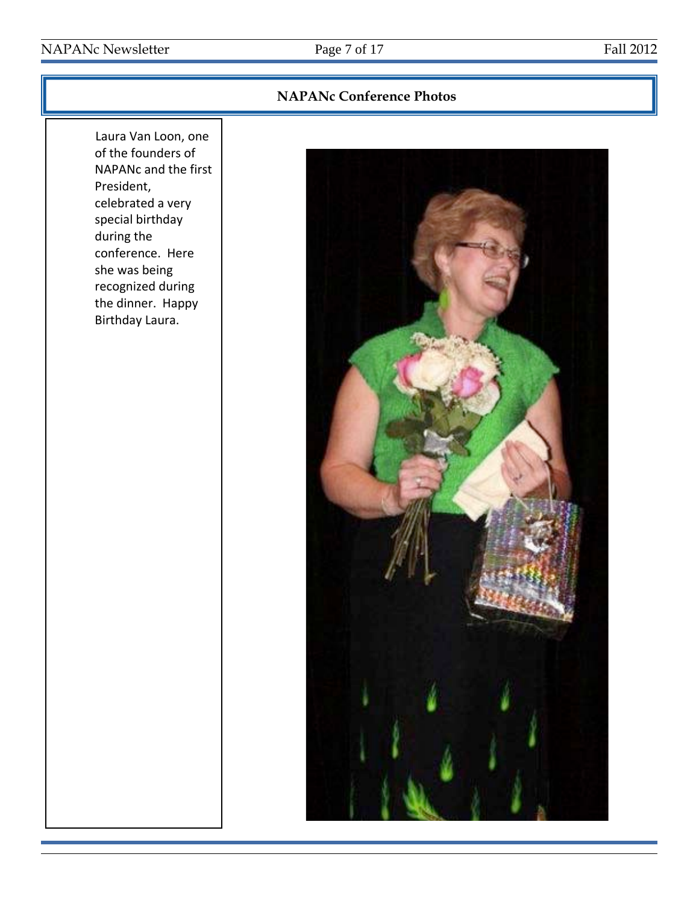## NAPANc Conference Photos

Laura Van Loon, one of the founders of NAPANc and the first President, celebrated a very special birthday during the conference. Here she was being recognized during the dinner. Happy Birthday Laura.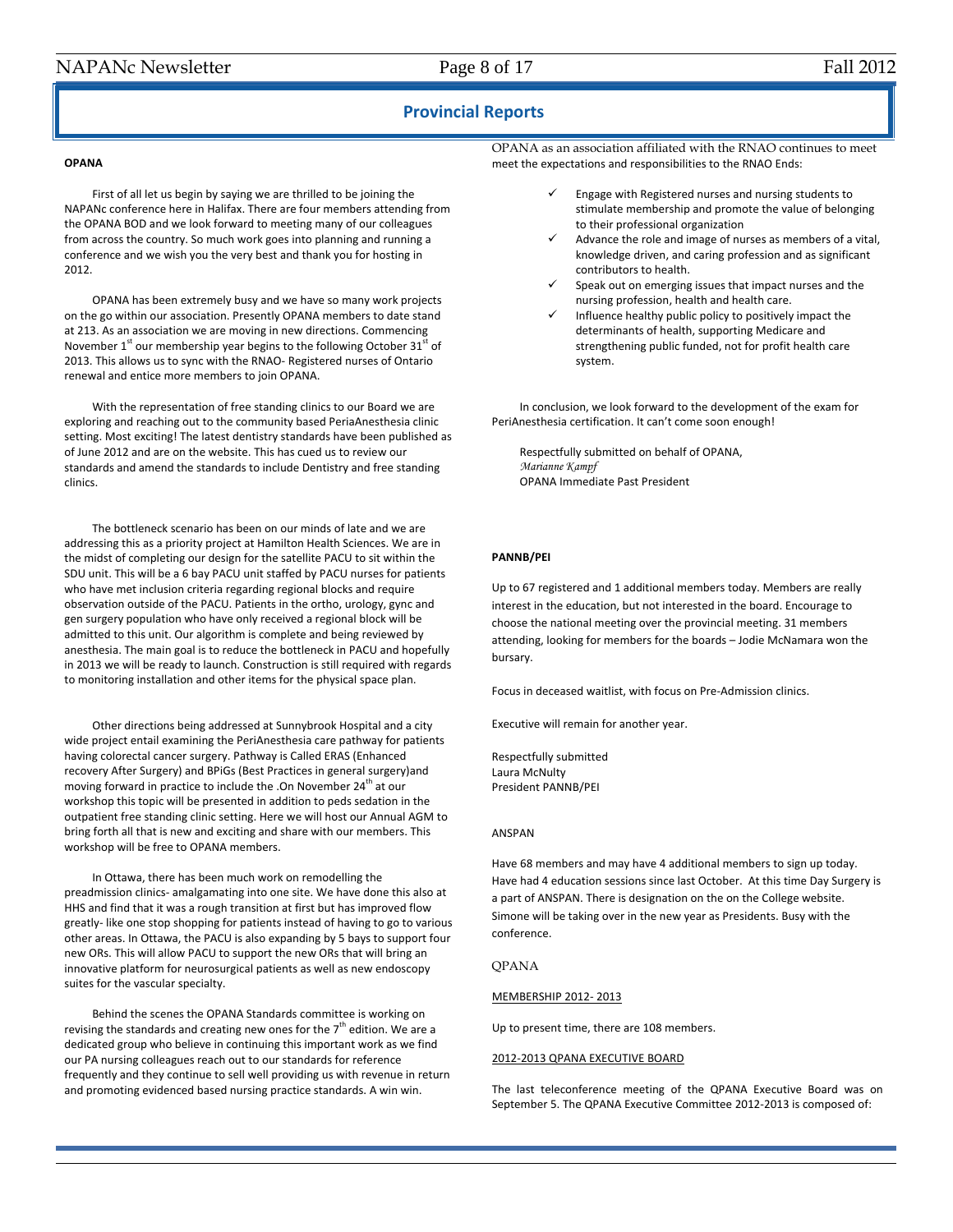## Provincial Reports

**OPANA**

First of all let us begin by saying we are thrilled to be joining the NAPANc conference here in Halifax. There are four members attending from the OPANA BOD and we look forward to meeting many of our colleagues from across the country. So much work goes into planning and running a conference and we wish you the very best and thank you for hosting in 2012.

OPANA has been extremely busy and we have so many work projects on the go within our association. Presently OPANA members to date stand at 213. As an association we are moving in new directions. Commencing November 1st our membership year begins to the following October 31st of 2013. This allows us to sync with the RNAO- Registered nurses of Ontario renewal and entice more members to join OPANA.

With the representation of free standing clinics to our Board we are exploring and reaching out to the community based PeriaAnesthesia clinic setting. Most exciting! The latest dentistry standards have been published as of June 2012 and are on the website. This has cued us to review our standards and amend the standards to include Dentistry and free standing clinics.

The bottleneck scenario has been on our minds of late and we are addressing this as a priority project at Hamilton Health Sciences. We are in the midst of completing our design for the satellite PACU to sit within the SDU unit. This will be a 6 bay PACU unit staffed by PACU nurses for patients who have met inclusion criteria regarding regional blocks and require observation outside of the PACU. Patients in the ortho, urology, gync and gen surgery population who have only received a regional block will be admitted to this unit. Our algorithm is complete and being reviewed by anesthesia. The main goal is to reduce the bottleneck in PACU and hopefully in 2013 we will be ready to launch. Construction is still required with regards to monitoring installation and other items for the physical space plan.

Other directions being addressed at Sunnybrook Hospital and a city wide project entail examining the PeriAnesthesia care pathway for patients having colorectal cancer surgery. Pathway is Called ERAS (Enhanced recovery After Surgery) and BPiGs (Best Practices in general surgery)and moving forward in practice to include the .On November 24th at our workshop this topic will be presented in addition to peds sedation in the outpatient free standing clinic setting. Here we will host our Annual AGM to bring forth all that is new and exciting and share with our members. This workshop will be free to OPANA members.

In Ottawa, there has been much work on remodelling the preadmission clinics- amalgamating into one site. We have done this also at HHS and find that it was a rough transition at first but has improved flow greatly- like one stop shopping for patients instead of having to go to various other areas. In Ottawa, the PACU is also expanding by 5 bays to support four new ORs. This will allow PACU to support the new ORs that will bring an innovative platform for neurosurgical patients as well as new endoscopy suites for the vascular specialty.

Behind the scenes the OPANA Standards committee is working on revising the standards and creating new ones for the 7th edition. We are a dedicated group who believe in continuing this important work as we find our PA nursing colleagues reach out to our standards for reference frequently and they continue to sell well providing us with revenue in return and promoting evidenced based nursing practice standards. A win win.

OPANA as an association affiliated with the RNAO continues to meet meet the expectations and responsibilities to the RNAO Ends:

- ✓ Engage with Registered nurses and nursing students to stimulate membership and promote the value of belonging to their professional organization
- ✓ Advance the role and image of nurses as members of a vital, knowledge driven, and caring profession and as significant contributors to health.
- ✓ Speak out on emerging issues that impact nurses and the nursing profession, health and health care.
- ✓ Influence healthy public policy to positively impact the determinants of health, supporting Medicare and strengthening public funded, not for profit health care system.

In conclusion, we look forward to the development of the exam for PeriAnesthesia certification. It can't come soon enough!

Respectfully submitted on behalf of OPANA,
*Marianne Kampf*
OPANA Immediate Past President

**PANNB/PEI**

Up to 67 registered and 1 additional members today. Members are really interest in the education, but not interested in the board. Encourage to choose the national meeting over the provincial meeting. 31 members attending, looking for members for the boards – Jodie McNamara won the bursary.

Focus in deceased waitlist, with focus on Pre-Admission clinics.

Executive will remain for another year.

Respectfully submitted
Laura McNulty
President PANNB/PEI

ANSPAN

Have 68 members and may have 4 additional members to sign up today. Have had 4 education sessions since last October. At this time Day Surgery is a part of ANSPAN. There is designation on the on the College website. Simone will be taking over in the new year as Presidents. Busy with the conference.

QPANA

MEMBERSHIP 2012- 2013

Up to present time, there are 108 members.

2012-2013 QPANA EXECUTIVE BOARD

The last teleconference meeting of the QPANA Executive Board was on September 5. The QPANA Executive Committee 2012-2013 is composed of: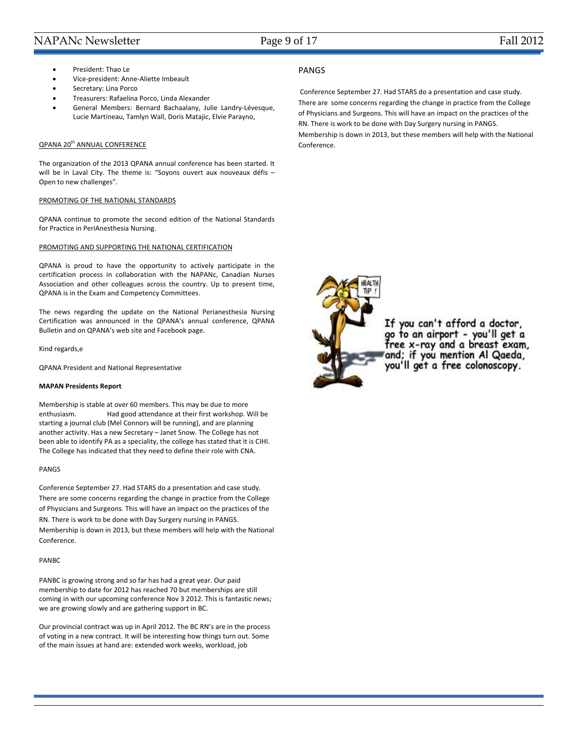- President: Thao Le
- Vice-president: Anne-Aliette Imbeault
- Secretary: Lina Porco
- Treasurers: Rafaelina Porco, Linda Alexander
- General Members: Bernard Bachaalany, Julie Landry-Lévesque, Lucie Martineau, Tamlyn Wall, Doris Matajic, Elvie Parayno,

QPANA 20th ANNUAL CONFERENCE

The organization of the 2013 QPANA annual conference has been started. It will be in Laval City. The theme is: "Soyons ouvert aux nouveaux défis – Open to new challenges".

PROMOTING OF THE NATIONAL STANDARDS

QPANA continue to promote the second edition of the National Standards for Practice in PeriAnesthesia Nursing.

PROMOTING AND SUPPORTING THE NATIONAL CERTIFICATION

QPANA is proud to have the opportunity to actively participate in the certification process in collaboration with the NAPANc, Canadian Nurses Association and other colleagues across the country. Up to present time, QPANA is in the Exam and Competency Committees.

The news regarding the update on the National Perianesthesia Nursing Certification was announced in the QPANA's annual conference, QPANA Bulletin and on QPANA's web site and Facebook page.

Kind regards,e

QPANA President and National Representative

**MAPAN Presidents Report**

Membership is stable at over 60 members. This may be due to more enthusiasm. Had good attendance at their first workshop. Will be starting a journal club (Mel Connors will be running), and are planning another activity. Has a new Secretary – Janet Snow. The College has not been able to identify PA as a speciality, the college has stated that it is CIHI. The College has indicated that they need to define their role with CNA.

PANGS

Conference September 27. Had STARS do a presentation and case study. There are some concerns regarding the change in practice from the College of Physicians and Surgeons. This will have an impact on the practices of the RN. There is work to be done with Day Surgery nursing in PANGS. Membership is down in 2013, but these members will help with the National Conference.

PANBC

PANBC is growing strong and so far has had a great year. Our paid membership to date for 2012 has reached 70 but memberships are still coming in with our upcoming conference Nov 3 2012. This is fantastic news; we are growing slowly and are gathering support in BC.

Our provincial contract was up in April 2012. The BC RN's are in the process of voting in a new contract. It will be interesting how things turn out. Some of the main issues at hand are: extended work weeks, workload, job

PANGS

Conference September 27. Had STARS do a presentation and case study. There are some concerns regarding the change in practice from the College of Physicians and Surgeons. This will have an impact on the practices of the RN. There is work to be done with Day Surgery nursing in PANGS. Membership is down in 2013, but these members will help with the National Conference.

HEALTH TIP !

If you can't afford a doctor, go to an airport - you'll get a free x-ray and a breast exam, and; if you mention Al Qaeda, you'll get a free colonoscopy.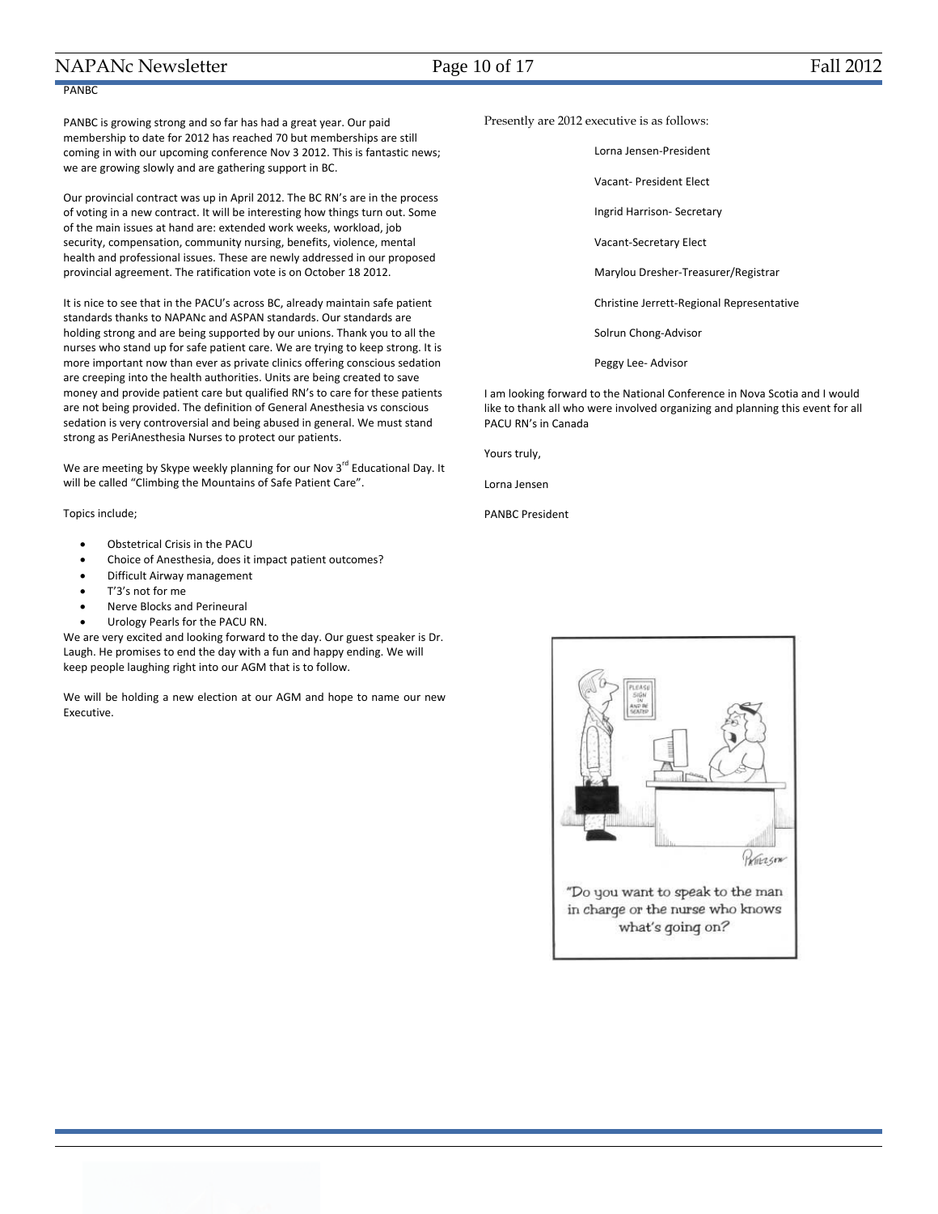PANBC

PANBC is growing strong and so far has had a great year. Our paid membership to date for 2012 has reached 70 but memberships are still coming in with our upcoming conference Nov 3 2012. This is fantastic news; we are growing slowly and are gathering support in BC.

Our provincial contract was up in April 2012. The BC RN's are in the process of voting in a new contract. It will be interesting how things turn out. Some of the main issues at hand are: extended work weeks, workload, job security, compensation, community nursing, benefits, violence, mental health and professional issues. These are newly addressed in our proposed provincial agreement. The ratification vote is on October 18 2012.

It is nice to see that in the PACU's across BC, already maintain safe patient standards thanks to NAPANc and ASPAN standards. Our standards are holding strong and are being supported by our unions. Thank you to all the nurses who stand up for safe patient care. We are trying to keep strong. It is more important now than ever as private clinics offering conscious sedation are creeping into the health authorities. Units are being created to save money and provide patient care but qualified RN's to care for these patients are not being provided. The definition of General Anesthesia vs conscious sedation is very controversial and being abused in general. We must stand strong as PeriAnesthesia Nurses to protect our patients.

We are meeting by Skype weekly planning for our Nov 3rd Educational Day. It will be called "Climbing the Mountains of Safe Patient Care".

Topics include;

- Obstetrical Crisis in the PACU
- Choice of Anesthesia, does it impact patient outcomes?
- Difficult Airway management
- T'3's not for me
- Nerve Blocks and Perineural
- Urology Pearls for the PACU RN.

We are very excited and looking forward to the day. Our guest speaker is Dr. Laugh. He promises to end the day with a fun and happy ending. We will keep people laughing right into our AGM that is to follow.

We will be holding a new election at our AGM and hope to name our new Executive.

Presently are 2012 executive is as follows:

Lorna Jensen-President

Vacant- President Elect

Ingrid Harrison- Secretary

Vacant-Secretary Elect

Marylou Dresher-Treasurer/Registrar

Christine Jerrett-Regional Representative

Solrun Chong-Advisor

Peggy Lee- Advisor

I am looking forward to the National Conference in Nova Scotia and I would like to thank all who were involved organizing and planning this event for all PACU RN's in Canada

Yours truly,

Lorna Jensen

PANBC President

"Do you want to speak to the man in charge or the nurse who knows what's going on?"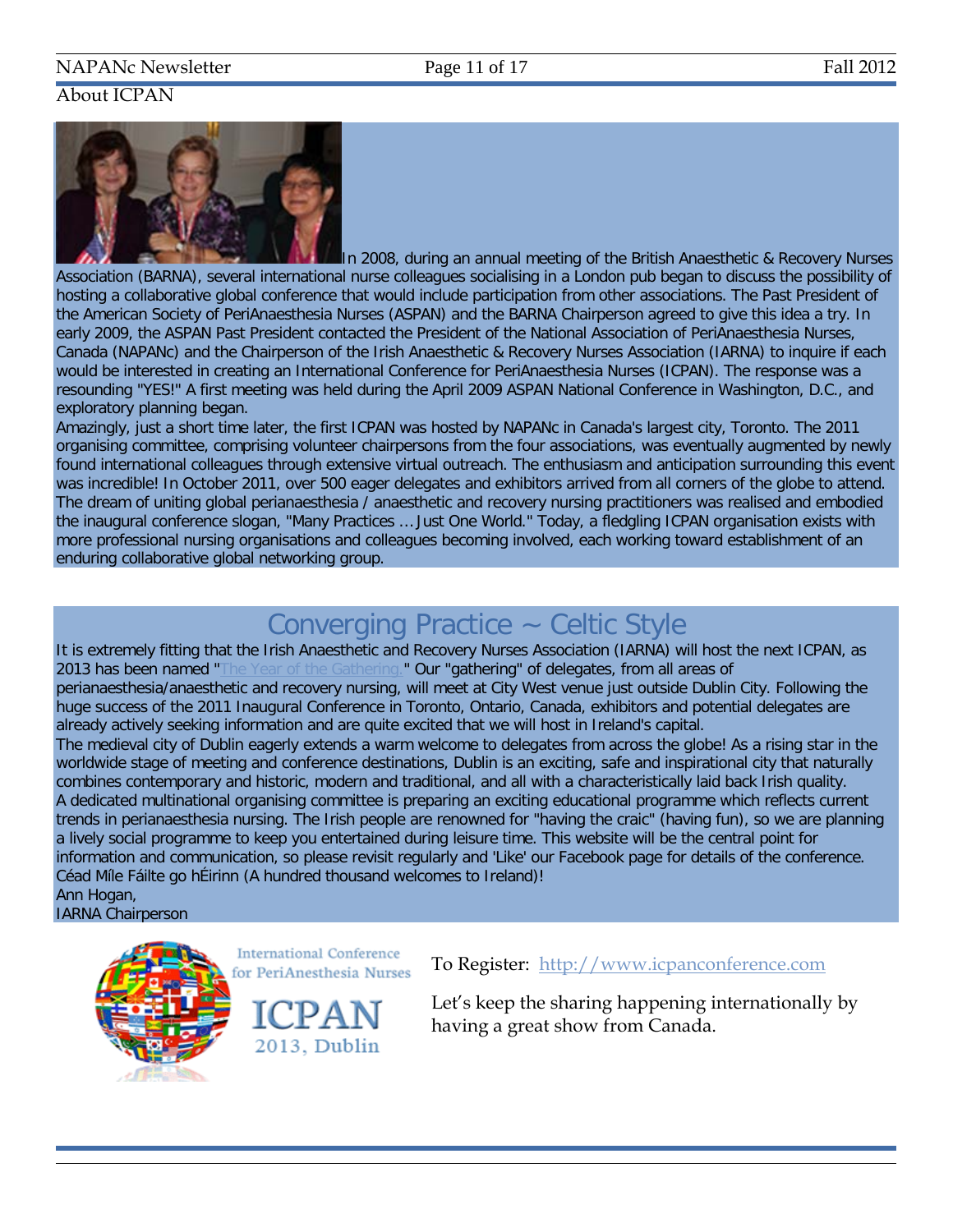## About ICPAN

In 2008, during an annual meeting of the British Anaesthetic & Recovery Nurses Association (BARNA), several international nurse colleagues socialising in a London pub began to discuss the possibility of hosting a collaborative global conference that would include participation from other associations. The Past President of the American Society of PeriAnaesthesia Nurses (ASPAN) and the BARNA Chairperson agreed to give this idea a try. In early 2009, the ASPAN Past President contacted the President of the National Association of PeriAnaesthesia Nurses, Canada (NAPANc) and the Chairperson of the Irish Anaesthetic & Recovery Nurses Association (IARNA) to inquire if each would be interested in creating an International Conference for PeriAnaesthesia Nurses (ICPAN). The response was a resounding "YES!" A first meeting was held during the April 2009 ASPAN National Conference in Washington, D.C., and exploratory planning began.

Amazingly, just a short time later, the first ICPAN was hosted by NAPANc in Canada's largest city, Toronto. The 2011 organising committee, comprising volunteer chairpersons from the four associations, was eventually augmented by newly found international colleagues through extensive virtual outreach. The enthusiasm and anticipation surrounding this event was incredible! In October 2011, over 500 eager delegates and exhibitors arrived from all corners of the globe to attend. The dream of uniting global perianaesthesia / anaesthetic and recovery nursing practitioners was realised and embodied the inaugural conference slogan, "Many Practices … Just One World." Today, a fledgling ICPAN organisation exists with more professional nursing organisations and colleagues becoming involved, each working toward establishment of an enduring collaborative global networking group.

## Converging Practice ~ Celtic Style

It is extremely fitting that the Irish Anaesthetic and Recovery Nurses Association (IARNA) will host the next ICPAN, as 2013 has been named "The Year of the Gathering." Our "gathering" of delegates, from all areas of perianaesthesia/anaesthetic and recovery nursing, will meet at City West venue just outside Dublin City. Following the huge success of the 2011 Inaugural Conference in Toronto, Ontario, Canada, exhibitors and potential delegates are already actively seeking information and are quite excited that we will host in Ireland's capital.

The medieval city of Dublin eagerly extends a warm welcome to delegates from across the globe! As a rising star in the worldwide stage of meeting and conference destinations, Dublin is an exciting, safe and inspirational city that naturally combines contemporary and historic, modern and traditional, and all with a characteristically laid back Irish quality.

A dedicated multinational organising committee is preparing an exciting educational programme which reflects current trends in perianaesthesia nursing. The Irish people are renowned for "having the craic" (having fun), so we are planning a lively social programme to keep you entertained during leisure time. This website will be the central point for information and communication, so please revisit regularly and 'Like' our Facebook page for details of the conference.

Céad Míle Fáilte go hÉirinn (A hundred thousand welcomes to Ireland)!

Ann Hogan,
IARNA Chairperson

International Conference for PeriAnesthesia Nurses
ICPAN 2013, Dublin

To Register: http://www.icpanconference.com

Let's keep the sharing happening internationally by having a great show from Canada.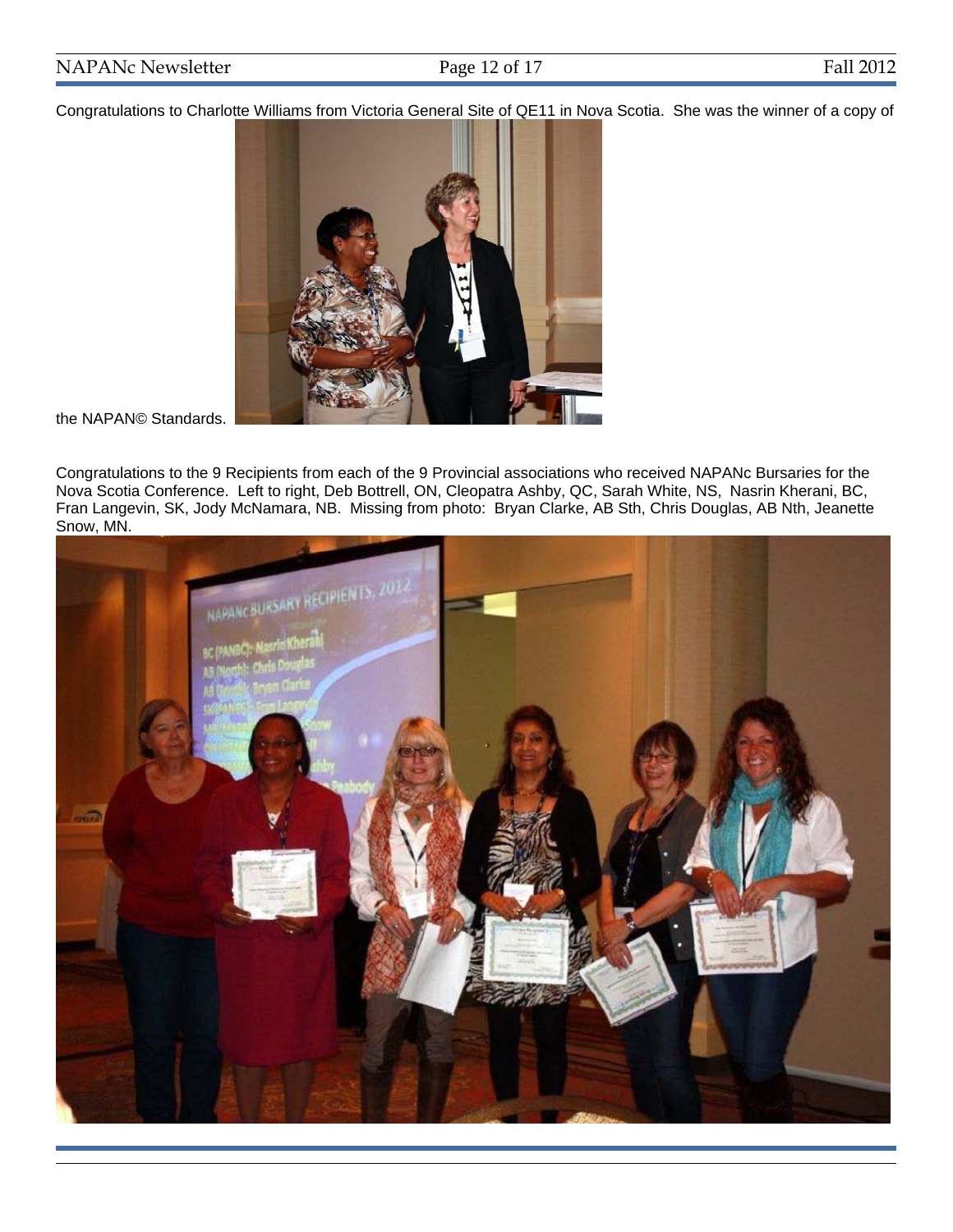Congratulations to Charlotte Williams from Victoria General Site of QE11 in Nova Scotia. She was the winner of a copy of the NAPAN© Standards.

Congratulations to the 9 Recipients from each of the 9 Provincial associations who received NAPANc Bursaries for the Nova Scotia Conference. Left to right, Deb Bottrell, ON, Cleopatra Ashby, QC, Sarah White, NS, Nasrin Kherani, BC, Fran Langevin, SK, Jody McNamara, NB. Missing from photo: Bryan Clarke, AB Sth, Chris Douglas, AB Nth, Jeanette Snow, MN.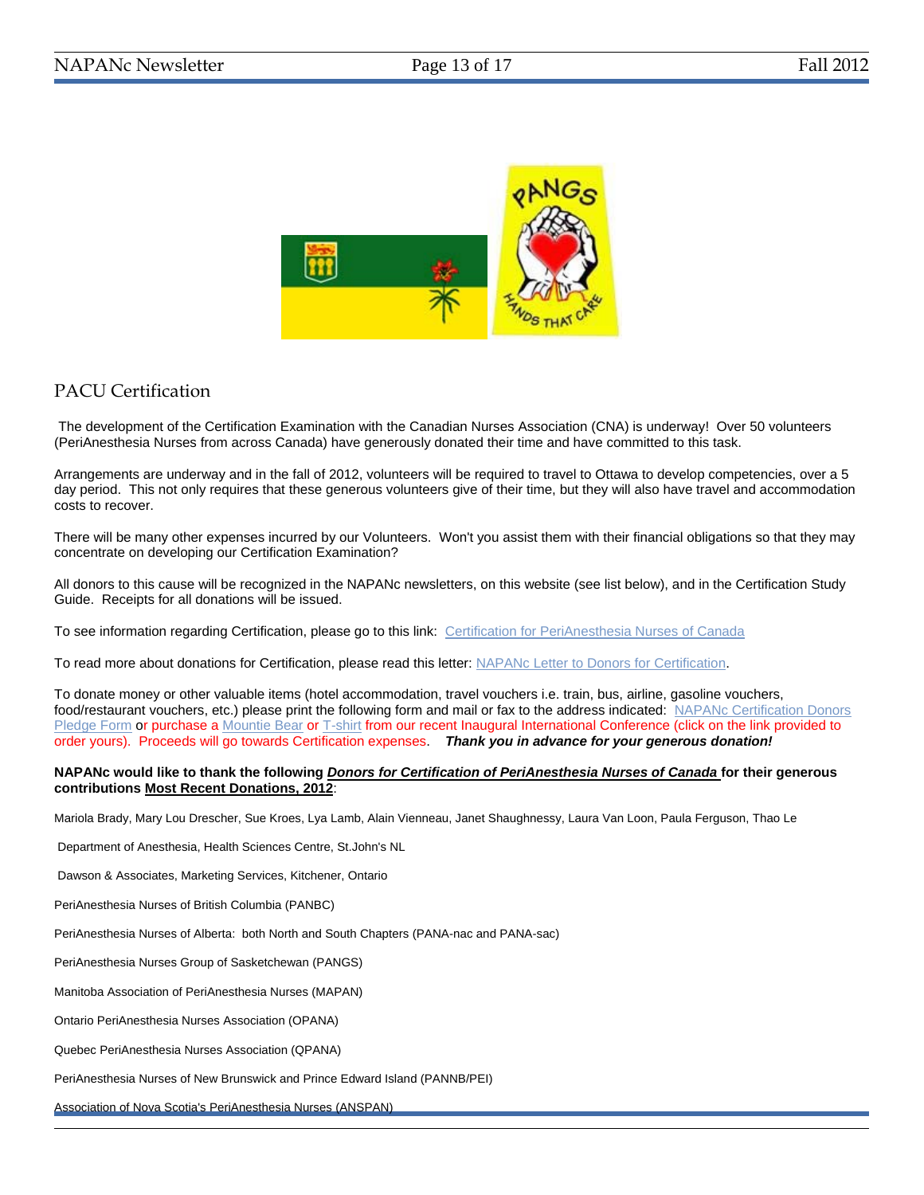## PACU Certification

The development of the Certification Examination with the Canadian Nurses Association (CNA) is underway! Over 50 volunteers (PeriAnesthesia Nurses from across Canada) have generously donated their time and have committed to this task.

Arrangements are underway and in the fall of 2012, volunteers will be required to travel to Ottawa to develop competencies, over a 5 day period. This not only requires that these generous volunteers give of their time, but they will also have travel and accommodation costs to recover.

There will be many other expenses incurred by our Volunteers. Won't you assist them with their financial obligations so that they may concentrate on developing our Certification Examination?

All donors to this cause will be recognized in the NAPANc newsletters, on this website (see list below), and in the Certification Study Guide. Receipts for all donations will be issued.

To see information regarding Certification, please go to this link: Certification for PeriAnesthesia Nurses of Canada

To read more about donations for Certification, please read this letter: NAPANc Letter to Donors for Certification.

To donate money or other valuable items (hotel accommodation, travel vouchers i.e. train, bus, airline, gasoline vouchers, food/restaurant vouchers, etc.) please print the following form and mail or fax to the address indicated: NAPANc Certification Donors Pledge Form or purchase a Mountie Bear or T-shirt from our recent Inaugural International Conference (click on the link provided to order yours). Proceeds will go towards Certification expenses. ***Thank you in advance for your generous donation!***

**NAPANc would like to thank the following *Donors for Certification of PeriAnesthesia Nurses of Canada* for their generous contributions Most Recent Donations, 2012**:

Mariola Brady, Mary Lou Drescher, Sue Kroes, Lya Lamb, Alain Vienneau, Janet Shaughnessy, Laura Van Loon, Paula Ferguson, Thao Le

Department of Anesthesia, Health Sciences Centre, St.John's NL

Dawson & Associates, Marketing Services, Kitchener, Ontario

PeriAnesthesia Nurses of British Columbia (PANBC)

PeriAnesthesia Nurses of Alberta: both North and South Chapters (PANA-nac and PANA-sac)

PeriAnesthesia Nurses Group of Sasketchewan (PANGS)

Manitoba Association of PeriAnesthesia Nurses (MAPAN)

Ontario PeriAnesthesia Nurses Association (OPANA)

Quebec PeriAnesthesia Nurses Association (QPANA)

PeriAnesthesia Nurses of New Brunswick and Prince Edward Island (PANNB/PEI)

Association of Nova Scotia's PeriAnesthesia Nurses (ANSPAN)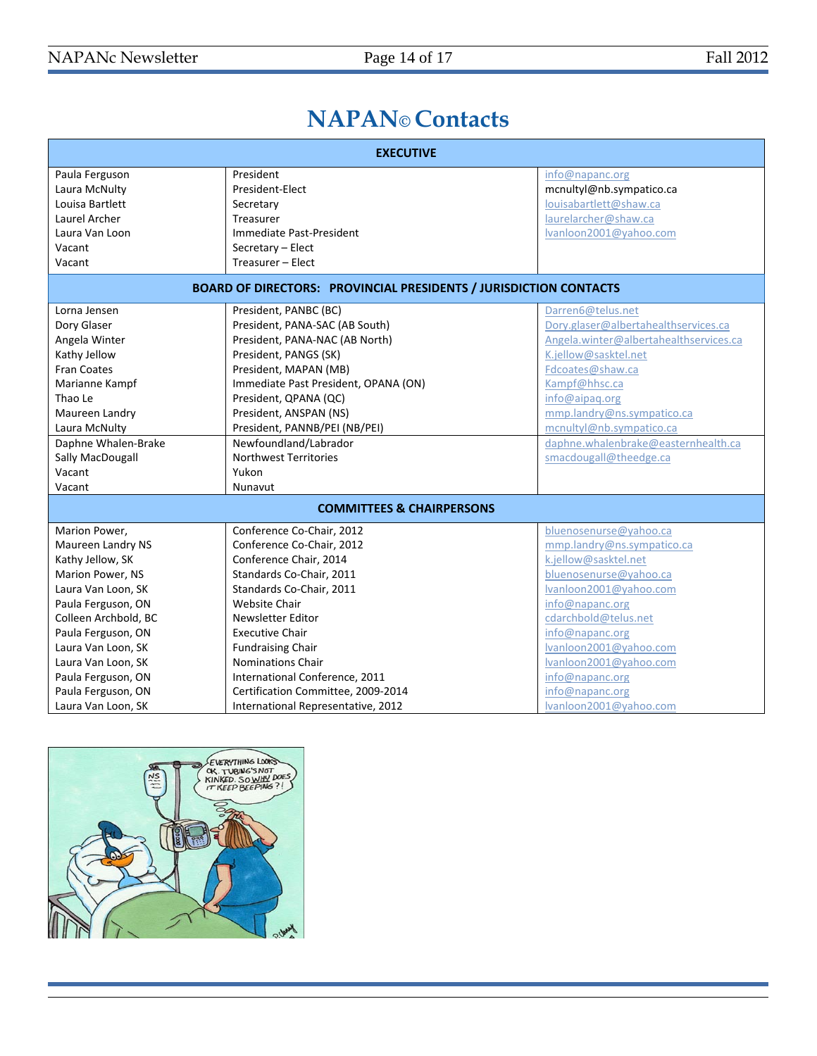# NAPAN© Contacts

| EXECUTIVE | | |
|---|---|---|
| Paula Ferguson | President | info@napanc.org |
| Laura McNulty | President-Elect | mcnultyl@nb.sympatico.ca |
| Louisa Bartlett | Secretary | louisabartlett@shaw.ca |
| Laurel Archer | Treasurer | laurelarcher@shaw.ca |
| Laura Van Loon | Immediate Past-President | lvanloon2001@yahoo.com |
| Vacant | Secretary – Elect | |
| Vacant | Treasurer – Elect | |
| **BOARD OF DIRECTORS: PROVINCIAL PRESIDENTS / JURISDICTION CONTACTS** | | |
| Lorna Jensen | President, PANBC (BC) | Darren6@telus.net |
| Dory Glaser | President, PANA-SAC (AB South) | Dory.glaser@albertahealthservices.ca |
| Angela Winter | President, PANA-NAC (AB North) | Angela.winter@albertahealthservices.ca |
| Kathy Jellow | President, PANGS (SK) | K.jellow@sasktel.net |
| Fran Coates | President, MAPAN (MB) | Fdcoates@shaw.ca |
| Marianne Kampf | Immediate Past President, OPANA (ON) | Kampf@hhsc.ca |
| Thao Le | President, QPANA (QC) | info@aipaq.org |
| Maureen Landry | President, ANSPAN (NS) | mmp.landry@ns.sympatico.ca |
| Laura McNulty | President, PANNB/PEI (NB/PEI) | mcnultyl@nb.sympatico.ca |
| Daphne Whalen-Brake | Newfoundland/Labrador | daphne.whalenbrake@easternhealth.ca |
| Sally MacDougall | Northwest Territories | smacdougall@theedge.ca |
| Vacant | Yukon | |
| Vacant | Nunavut | |
| **COMMITTEES & CHAIRPERSONS** | | |
| Marion Power, | Conference Co-Chair, 2012 | bluenosenurse@yahoo.ca |
| Maureen Landry NS | Conference Co-Chair, 2012 | mmp.landry@ns.sympatico.ca |
| Kathy Jellow, SK | Conference Chair, 2014 | k.jellow@sasktel.net |
| Marion Power, NS | Standards Co-Chair, 2011 | bluenosenurse@yahoo.ca |
| Laura Van Loon, SK | Standards Co-Chair, 2011 | lvanloon2001@yahoo.com |
| Paula Ferguson, ON | Website Chair | info@napanc.org |
| Colleen Archbold, BC | Newsletter Editor | cdarchbold@telus.net |
| Paula Ferguson, ON | Executive Chair | info@napanc.org |
| Laura Van Loon, SK | Fundraising Chair | lvanloon2001@yahoo.com |
| Laura Van Loon, SK | Nominations Chair | lvanloon2001@yahoo.com |
| Paula Ferguson, ON | International Conference, 2011 | info@napanc.org |
| Paula Ferguson, ON | Certification Committee, 2009-2014 | info@napanc.org |
| Laura Van Loon, SK | International Representative, 2012 | lvanloon2001@yahoo.com |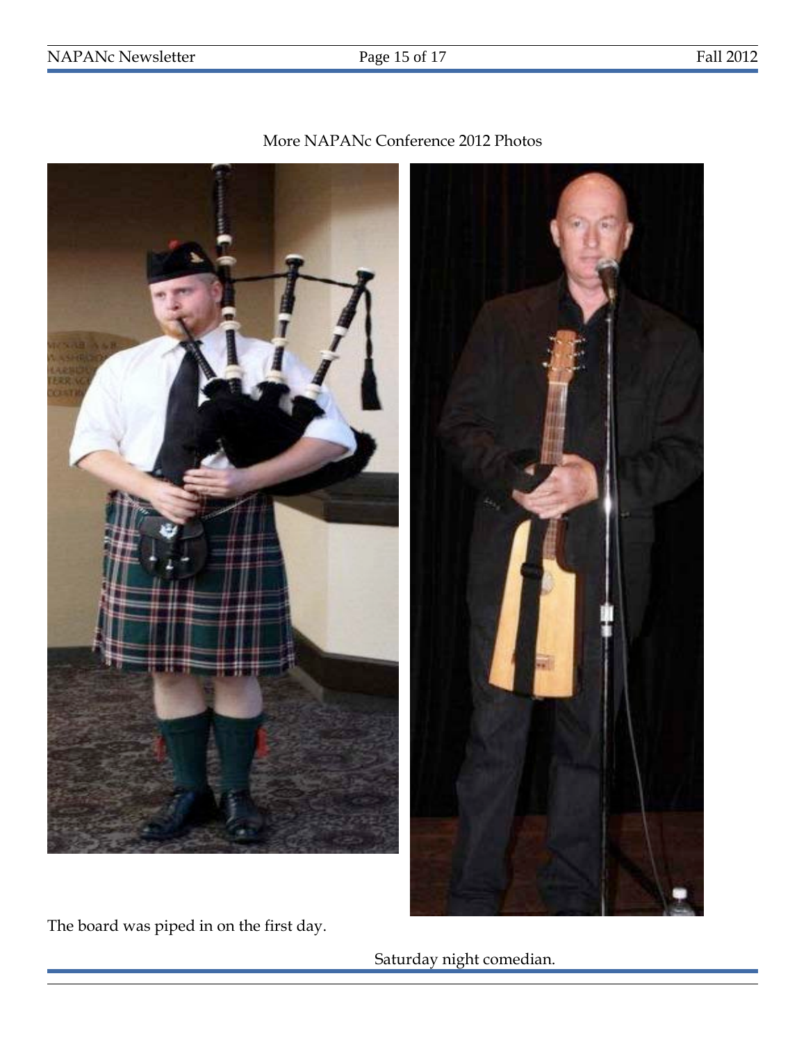More NAPANc Conference 2012 Photos

The board was piped in on the first day.

Saturday night comedian.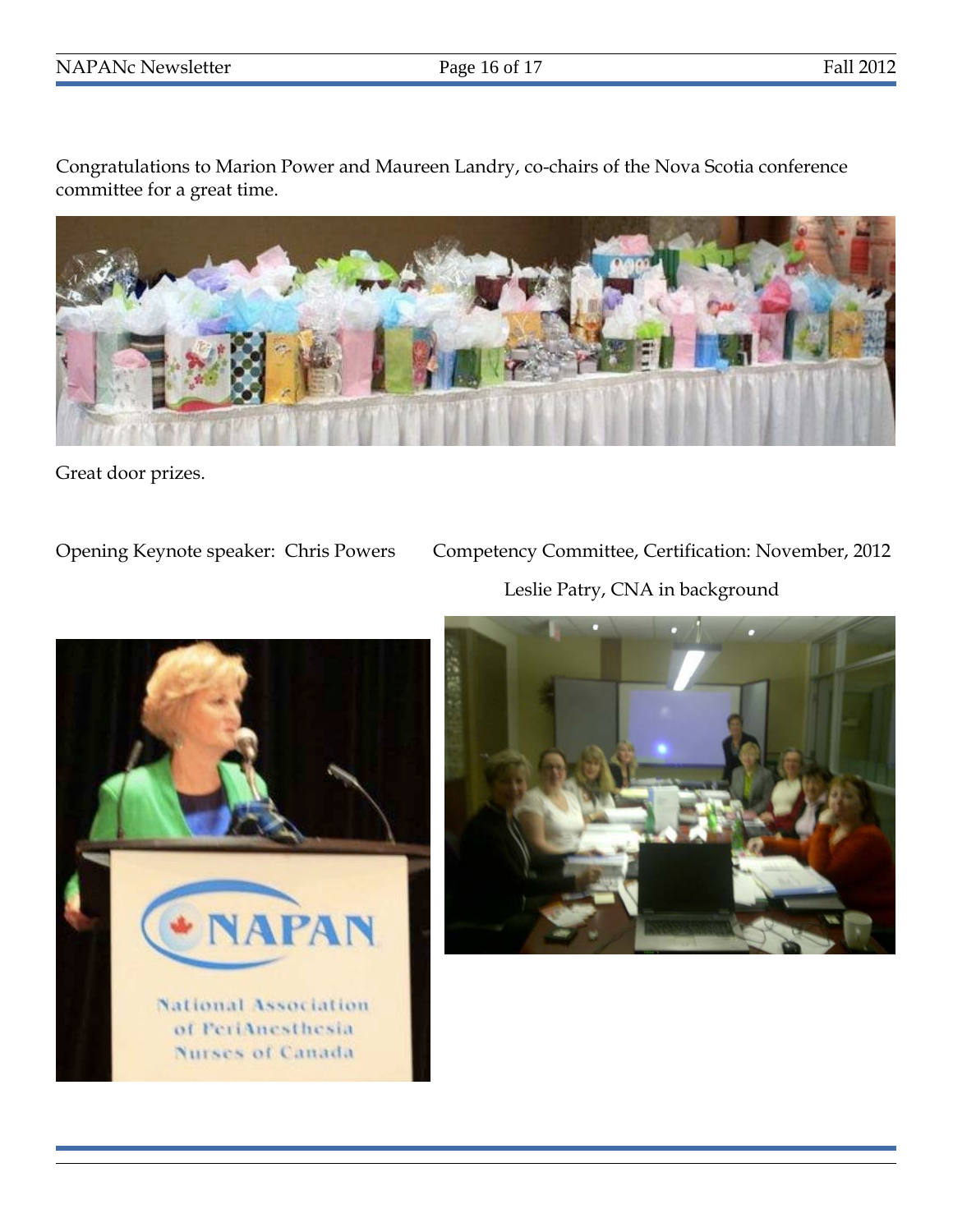Congratulations to Marion Power and Maureen Landry, co-chairs of the Nova Scotia conference committee for a great time.

Great door prizes.

Opening Keynote speaker: Chris Powers

Competency Committee, Certification: November, 2012

Leslie Patry, CNA in background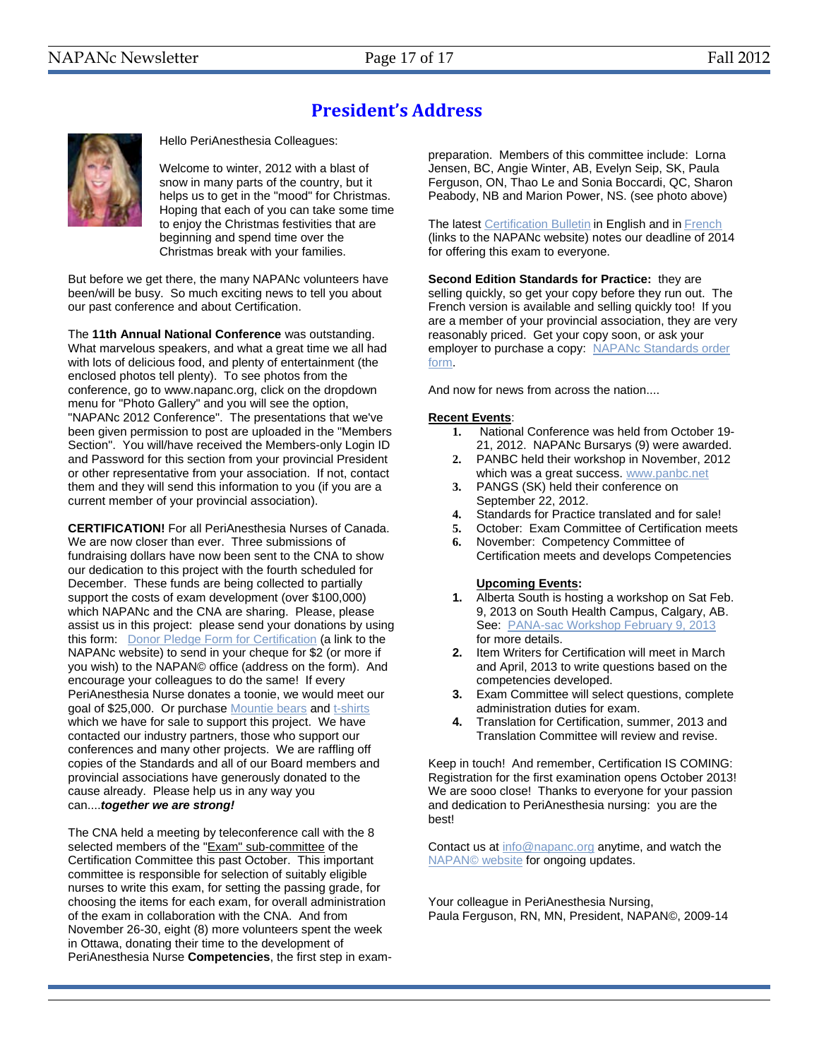# President's Address

Hello PeriAnesthesia Colleagues:

Welcome to winter, 2012 with a blast of snow in many parts of the country, but it helps us to get in the "mood" for Christmas. Hoping that each of you can take some time to enjoy the Christmas festivities that are beginning and spend time over the Christmas break with your families.

But before we get there, the many NAPANc volunteers have been/will be busy. So much exciting news to tell you about our past conference and about Certification.

The **11th Annual National Conference** was outstanding. What marvelous speakers, and what a great time we all had with lots of delicious food, and plenty of entertainment (the enclosed photos tell plenty). To see photos from the conference, go to www.napanc.org, click on the dropdown menu for "Photo Gallery" and you will see the option, "NAPANc 2012 Conference". The presentations that we've been given permission to post are uploaded in the "Members Section". You will/have received the Members-only Login ID and Password for this section from your provincial President or other representative from your association. If not, contact them and they will send this information to you (if you are a current member of your provincial association).

**CERTIFICATION!** For all PeriAnesthesia Nurses of Canada. We are now closer than ever. Three submissions of fundraising dollars have now been sent to the CNA to show our dedication to this project with the fourth scheduled for December. These funds are being collected to partially support the costs of exam development (over $100,000) which NAPANc and the CNA are sharing. Please, please assist us in this project: please send your donations by using this form: Donor Pledge Form for Certification (a link to the NAPANc website) to send in your cheque for $2 (or more if you wish) to the NAPAN© office (address on the form). And encourage your colleagues to do the same! If every PeriAnesthesia Nurse donates a toonie, we would meet our goal of $25,000. Or purchase Mountie bears and t-shirts which we have for sale to support this project. We have contacted our industry partners, those who support our conferences and many other projects. We are raffling off copies of the Standards and all of our Board members and provincial associations have generously donated to the cause already. Please help us in any way you can....***together we are strong!***

The CNA held a meeting by teleconference call with the 8 selected members of the "Exam" sub-committee of the Certification Committee this past October. This important committee is responsible for selection of suitably eligible nurses to write this exam, for setting the passing grade, for choosing the items for each exam, for overall administration of the exam in collaboration with the CNA. And from November 26-30, eight (8) more volunteers spent the week in Ottawa, donating their time to the development of PeriAnesthesia Nurse **Competencies**, the first step in exam-preparation. Members of this committee include: Lorna Jensen, BC, Angie Winter, AB, Evelyn Seip, SK, Paula Ferguson, ON, Thao Le and Sonia Boccardi, QC, Sharon Peabody, NB and Marion Power, NS. (see photo above)

The latest Certification Bulletin in English and in French (links to the NAPANc website) notes our deadline of 2014 for offering this exam to everyone.

**Second Edition Standards for Practice:** they are selling quickly, so get your copy before they run out. The French version is available and selling quickly too! If you are a member of your provincial association, they are very reasonably priced. Get your copy soon, or ask your employer to purchase a copy: NAPANc Standards order form.

And now for news from across the nation....

**Recent Events**:

1. National Conference was held from October 19-21, 2012. NAPANc Bursarys (9) were awarded.
2. PANBC held their workshop in November, 2012 which was a great success. www.panbc.net
3. PANGS (SK) held their conference on September 22, 2012.
4. Standards for Practice translated and for sale!
5. October: Exam Committee of Certification meets
6. November: Competency Committee of Certification meets and develops Competencies

**Upcoming Events:**

1. Alberta South is hosting a workshop on Sat Feb. 9, 2013 on South Health Campus, Calgary, AB. See: PANA-sac Workshop February 9, 2013 for more details.
2. Item Writers for Certification will meet in March and April, 2013 to write questions based on the competencies developed.
3. Exam Committee will select questions, complete administration duties for exam.
4. Translation for Certification, summer, 2013 and Translation Committee will review and revise.

Keep in touch! And remember, Certification IS COMING: Registration for the first examination opens October 2013! We are sooo close! Thanks to everyone for your passion and dedication to PeriAnesthesia nursing: you are the best!

Contact us at info@napanc.org anytime, and watch the NAPAN© website for ongoing updates.

Your colleague in PeriAnesthesia Nursing,
Paula Ferguson, RN, MN, President, NAPAN©, 2009-14